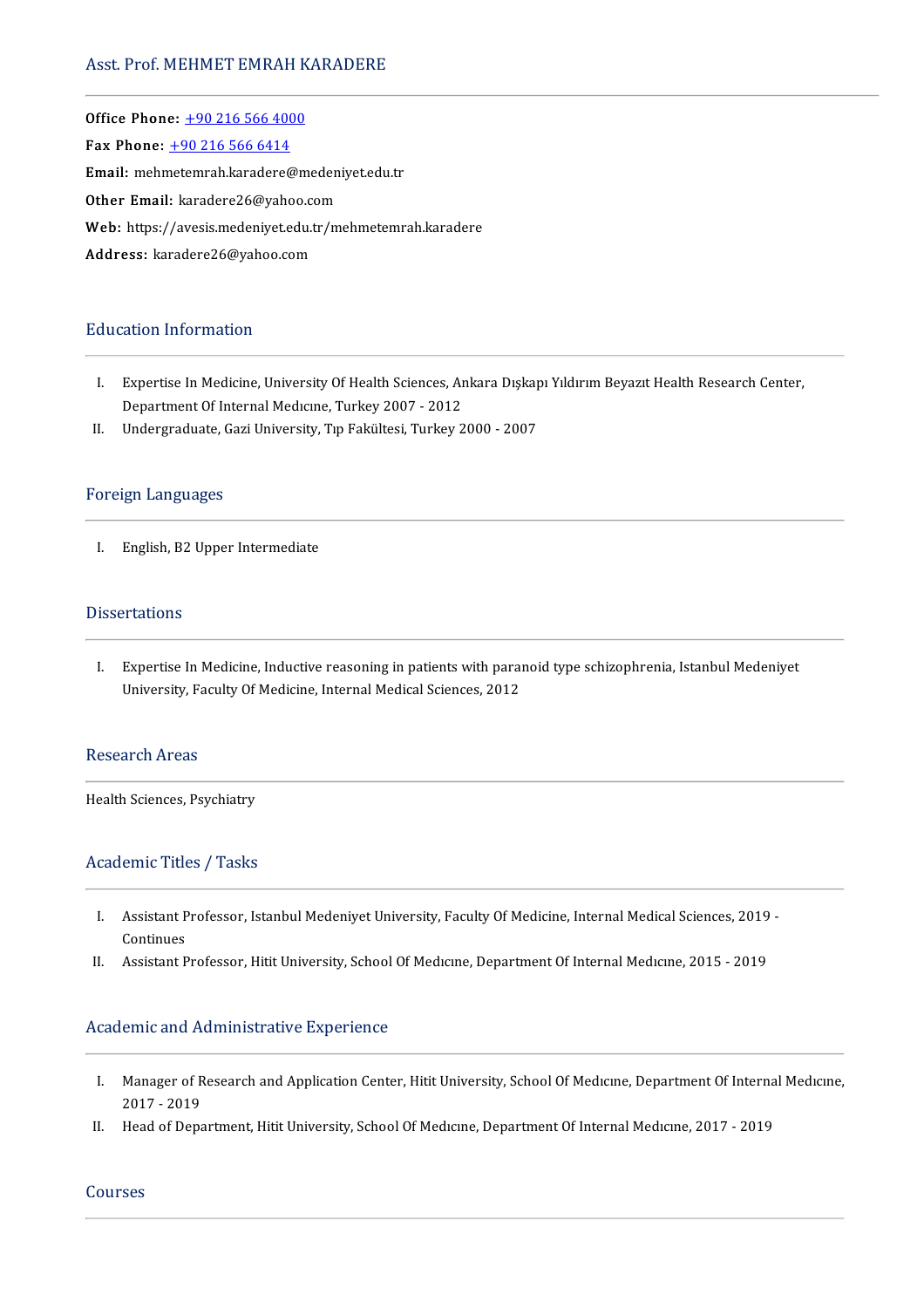# Asst. Prof. MEHMET EMRAH KARADERE

**Office Phone:** +90 216 566 4000
**Fax Phone:** +90 216 566 6414
**Email:** mehmetemrah.karadere@medeniyet.edu.tr
**Other Email:** karadere26@yahoo.com
**Web:** https://avesis.medeniyet.edu.tr/mehmetemrah.karadere
**Address:** karadere26@yahoo.com

## Education Information

I. Expertise In Medicine, University Of Health Sciences, Ankara Dışkapı Yıldırım Beyazıt Health Research Center, Department Of Internal Medıcıne, Turkey 2007 - 2012
II. Undergraduate, Gazi University, Tıp Fakültesi, Turkey 2000 - 2007

## Foreign Languages

I. English, B2 Upper Intermediate

## Dissertations

I. Expertise In Medicine, Inductive reasoning in patients with paranoid type schizophrenia, Istanbul Medeniyet University, Faculty Of Medicine, Internal Medical Sciences, 2012

## Research Areas

Health Sciences, Psychiatry

## Academic Titles / Tasks

I. Assistant Professor, Istanbul Medeniyet University, Faculty Of Medicine, Internal Medical Sciences, 2019 - Continues
II. Assistant Professor, Hitit University, School Of Medıcıne, Department Of Internal Medıcıne, 2015 - 2019

## Academic and Administrative Experience

I. Manager of Research and Application Center, Hitit University, School Of Medıcıne, Department Of Internal Medıcıne, 2017 - 2019
II. Head of Department, Hitit University, School Of Medıcıne, Department Of Internal Medıcıne, 2017 - 2019

## Courses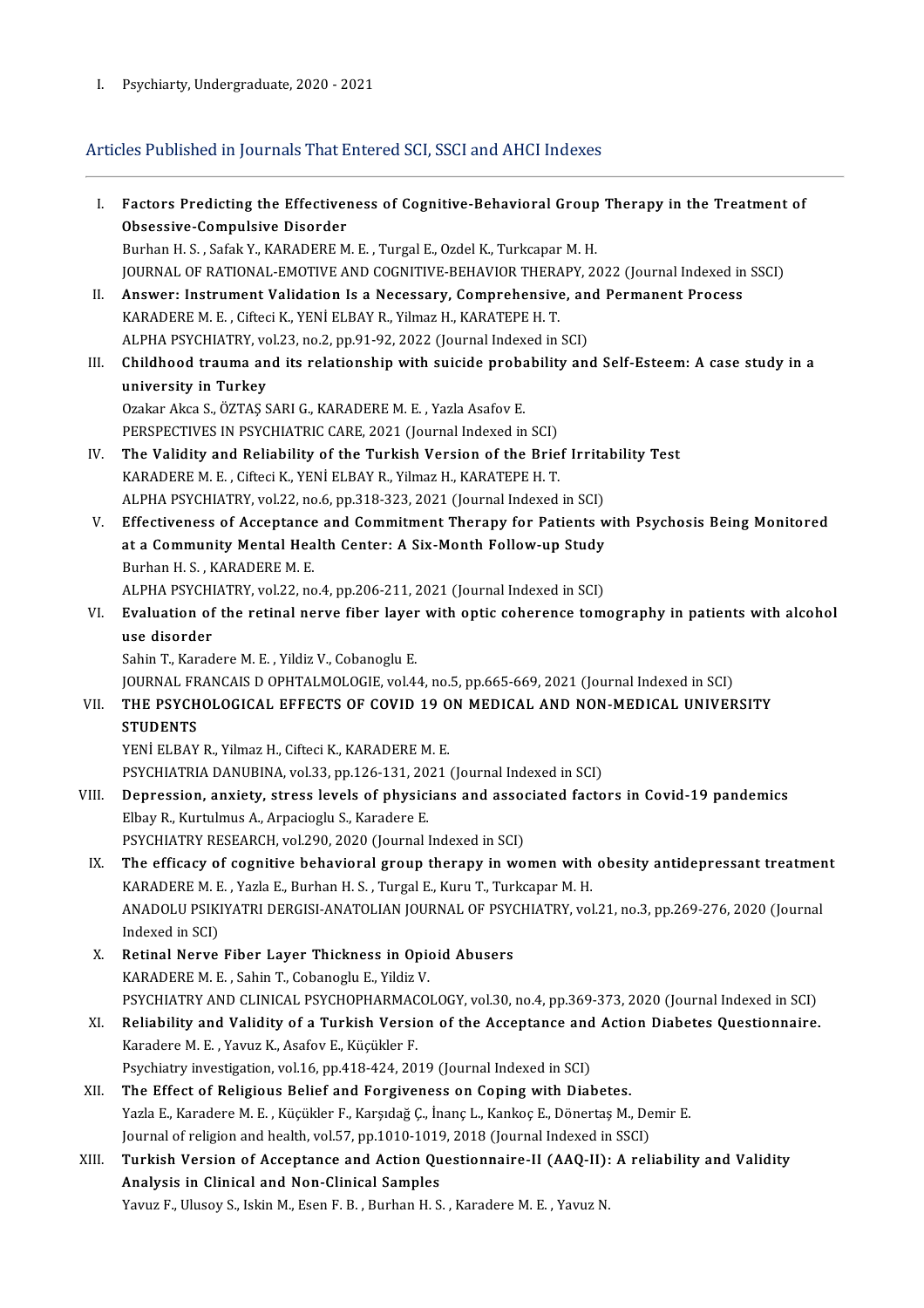I. Psychiarty, Undergraduate, 2020 - 2021

## Articles Published in Journals That Entered SCI, SSCI and AHCI Indexes

I. **Factors Predicting the Effectiveness of Cognitive-Behavioral Group Therapy in the Treatment of Obsessive-Compulsive Disorder**
   Burhan H. S. , Safak Y., KARADERE M. E. , Turgal E., Ozdel K., Turkcapar M. H.
   JOURNAL OF RATIONAL-EMOTIVE AND COGNITIVE-BEHAVIOR THERAPY, 2022 (Journal Indexed in SSCI)

II. **Answer: Instrument Validation Is a Necessary, Comprehensive, and Permanent Process**
   KARADERE M. E. , Cifteci K., YENİ ELBAY R., Yilmaz H., KARATEPE H. T.
   ALPHA PSYCHIATRY, vol.23, no.2, pp.91-92, 2022 (Journal Indexed in SCI)

III. **Childhood trauma and its relationship with suicide probability and Self-Esteem: A case study in a university in Turkey**
   Ozakar Akca S., ÖZTAŞ SARI G., KARADERE M. E. , Yazla Asafov E.
   PERSPECTIVES IN PSYCHIATRIC CARE, 2021 (Journal Indexed in SCI)

IV. **The Validity and Reliability of the Turkish Version of the Brief Irritability Test**
   KARADERE M. E. , Cifteci K., YENİ ELBAY R., Yilmaz H., KARATEPE H. T.
   ALPHA PSYCHIATRY, vol.22, no.6, pp.318-323, 2021 (Journal Indexed in SCI)

V. **Effectiveness of Acceptance and Commitment Therapy for Patients with Psychosis Being Monitored at a Community Mental Health Center: A Six-Month Follow-up Study**
   Burhan H. S. , KARADERE M. E.
   ALPHA PSYCHIATRY, vol.22, no.4, pp.206-211, 2021 (Journal Indexed in SCI)

VI. **Evaluation of the retinal nerve fiber layer with optic coherence tomography in patients with alcohol use disorder**
   Sahin T., Karadere M. E. , Yildiz V., Cobanoglu E.
   JOURNAL FRANCAIS D OPHTALMOLOGIE, vol.44, no.5, pp.665-669, 2021 (Journal Indexed in SCI)

VII. **THE PSYCHOLOGICAL EFFECTS OF COVID 19 ON MEDICAL AND NON-MEDICAL UNIVERSITY STUDENTS**
   YENİ ELBAY R., Yilmaz H., Cifteci K., KARADERE M. E.
   PSYCHIATRIA DANUBINA, vol.33, pp.126-131, 2021 (Journal Indexed in SCI)

VIII. **Depression, anxiety, stress levels of physicians and associated factors in Covid-19 pandemics**
   Elbay R., Kurtulmus A., Arpacioglu S., Karadere E.
   PSYCHIATRY RESEARCH, vol.290, 2020 (Journal Indexed in SCI)

IX. **The efficacy of cognitive behavioral group therapy in women with obesity antidepressant treatment**
   KARADERE M. E. , Yazla E., Burhan H. S. , Turgal E., Kuru T., Turkcapar M. H.
   ANADOLU PSIKIYATRI DERGISI-ANATOLIAN JOURNAL OF PSYCHIATRY, vol.21, no.3, pp.269-276, 2020 (Journal Indexed in SCI)

X. **Retinal Nerve Fiber Layer Thickness in Opioid Abusers**
   KARADERE M. E. , Sahin T., Cobanoglu E., Yildiz V.
   PSYCHIATRY AND CLINICAL PSYCHOPHARMACOLOGY, vol.30, no.4, pp.369-373, 2020 (Journal Indexed in SCI)

XI. **Reliability and Validity of a Turkish Version of the Acceptance and Action Diabetes Questionnaire.**
   Karadere M. E. , Yavuz K., Asafov E., Küçükler F.
   Psychiatry investigation, vol.16, pp.418-424, 2019 (Journal Indexed in SCI)

XII. **The Effect of Religious Belief and Forgiveness on Coping with Diabetes.**
   Yazla E., Karadere M. E. , Küçükler F., Karşıdağ Ç., İnanç L., Kankoç E., Dönertaş M., Demir E.
   Journal of religion and health, vol.57, pp.1010-1019, 2018 (Journal Indexed in SSCI)

XIII. **Turkish Version of Acceptance and Action Questionnaire-II (AAQ-II): A reliability and Validity Analysis in Clinical and Non-Clinical Samples**
   Yavuz F., Ulusoy S., Iskin M., Esen F. B. , Burhan H. S. , Karadere M. E. , Yavuz N.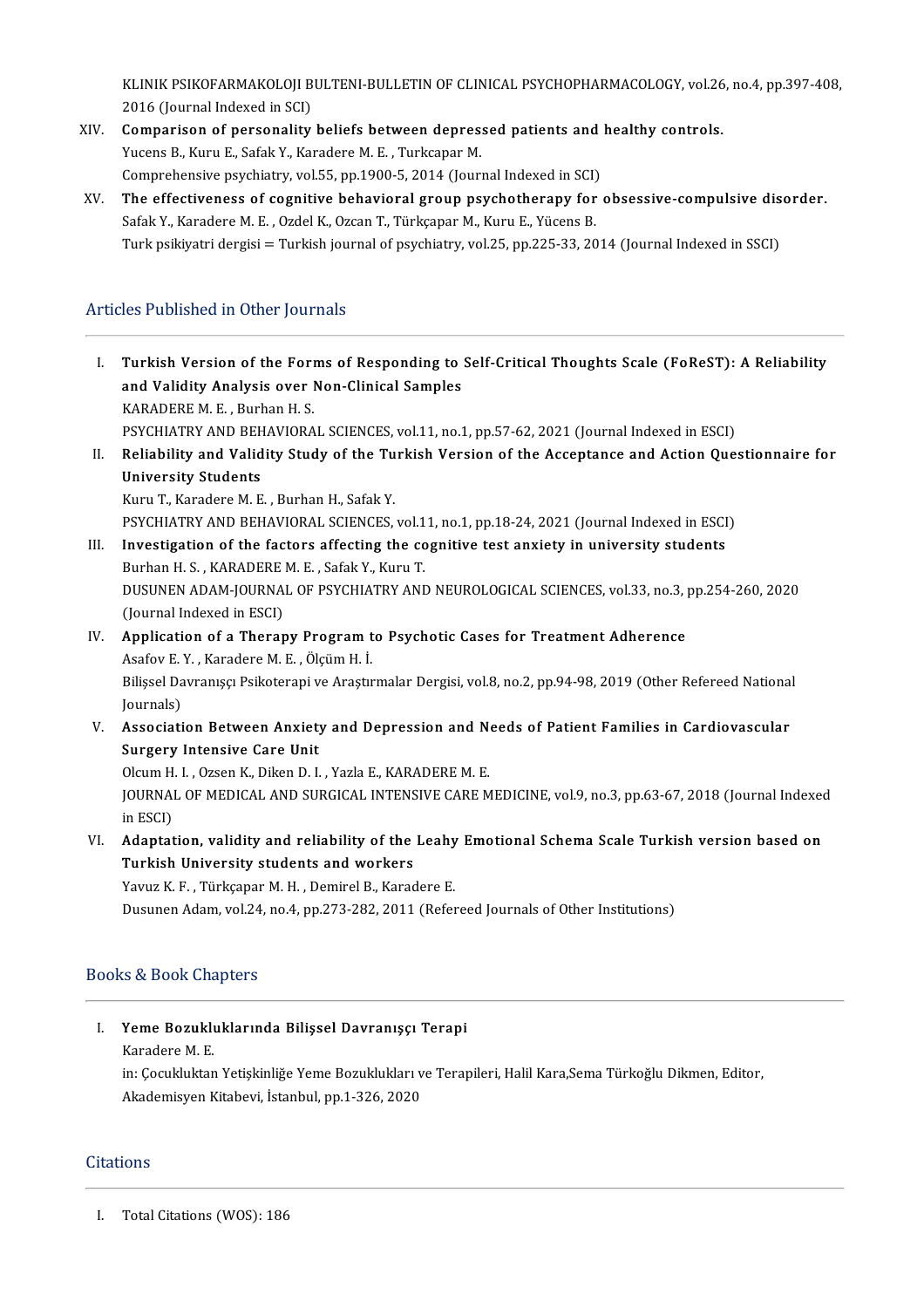KLINIK PSIKOFARMAKOLOJI BULTENI-BULLETIN OF CLINICAL PSYCHOPHARMACOLOGY, vol.26, no.4, pp.397-408, 2016 (Journal Indexed in SCI)

XIV. **Comparison of personality beliefs between depressed patients and healthy controls.**
Yucens B., Kuru E., Safak Y., Karadere M. E. , Turkcapar M.
Comprehensive psychiatry, vol.55, pp.1900-5, 2014 (Journal Indexed in SCI)

XV. **The effectiveness of cognitive behavioral group psychotherapy for obsessive-compulsive disorder.**
Safak Y., Karadere M. E. , Ozdel K., Ozcan T., Türkçapar M., Kuru E., Yücens B.
Turk psikiyatri dergisi = Turkish journal of psychiatry, vol.25, pp.225-33, 2014 (Journal Indexed in SSCI)

## Articles Published in Other Journals

I. **Turkish Version of the Forms of Responding to Self-Critical Thoughts Scale (FoReST): A Reliability and Validity Analysis over Non-Clinical Samples**
KARADERE M. E. , Burhan H. S.
PSYCHIATRY AND BEHAVIORAL SCIENCES, vol.11, no.1, pp.57-62, 2021 (Journal Indexed in ESCI)

II. **Reliability and Validity Study of the Turkish Version of the Acceptance and Action Questionnaire for University Students**
Kuru T., Karadere M. E. , Burhan H., Safak Y.
PSYCHIATRY AND BEHAVIORAL SCIENCES, vol.11, no.1, pp.18-24, 2021 (Journal Indexed in ESCI)

III. **Investigation of the factors affecting the cognitive test anxiety in university students**
Burhan H. S. , KARADERE M. E. , Safak Y., Kuru T.
DUSUNEN ADAM-JOURNAL OF PSYCHIATRY AND NEUROLOGICAL SCIENCES, vol.33, no.3, pp.254-260, 2020 (Journal Indexed in ESCI)

IV. **Application of a Therapy Program to Psychotic Cases for Treatment Adherence**
Asafov E. Y. , Karadere M. E. , Ölçüm H. İ.
Bilişsel Davranışçı Psikoterapi ve Araştırmalar Dergisi, vol.8, no.2, pp.94-98, 2019 (Other Refereed National Journals)

V. **Association Between Anxiety and Depression and Needs of Patient Families in Cardiovascular Surgery Intensive Care Unit**
Olcum H. I. , Ozsen K., Diken D. I. , Yazla E., KARADERE M. E.
JOURNAL OF MEDICAL AND SURGICAL INTENSIVE CARE MEDICINE, vol.9, no.3, pp.63-67, 2018 (Journal Indexed in ESCI)

VI. **Adaptation, validity and reliability of the Leahy Emotional Schema Scale Turkish version based on Turkish University students and workers**
Yavuz K. F. , Türkçapar M. H. , Demirel B., Karadere E.
Dusunen Adam, vol.24, no.4, pp.273-282, 2011 (Refereed Journals of Other Institutions)

## Books & Book Chapters

I. **Yeme Bozukluklarında Bilişsel Davranışçı Terapi**
Karadere M. E.
in: Çocukluktan Yetişkinliğe Yeme Bozuklukları ve Terapileri, Halil Kara,Sema Türkoğlu Dikmen, Editor, Akademisyen Kitabevi, İstanbul, pp.1-326, 2020

## Citations

I. Total Citations (WOS): 186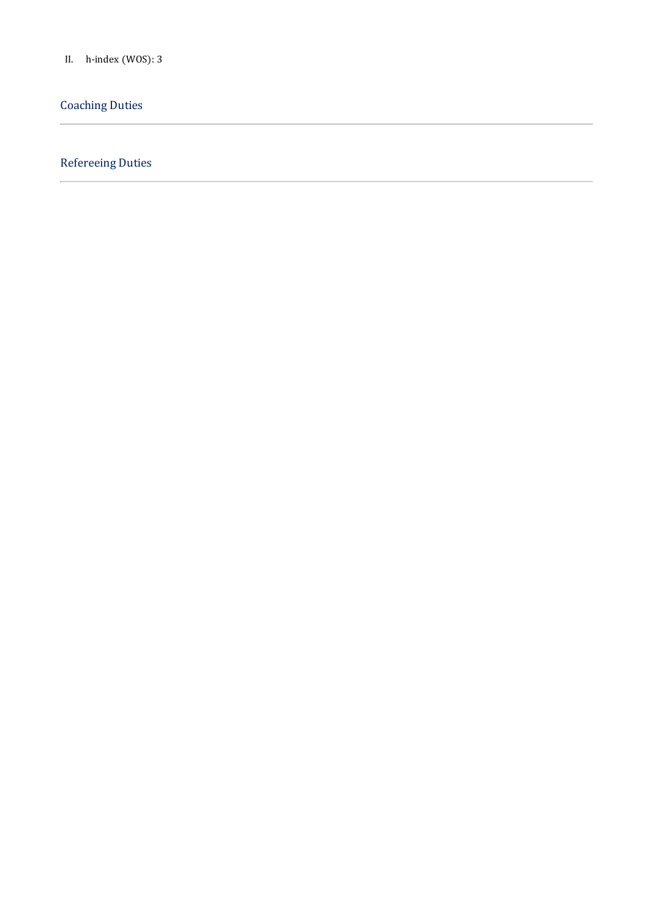II. h-index (WOS): 3

## Coaching Duties

---

## Refereeing Duties

---